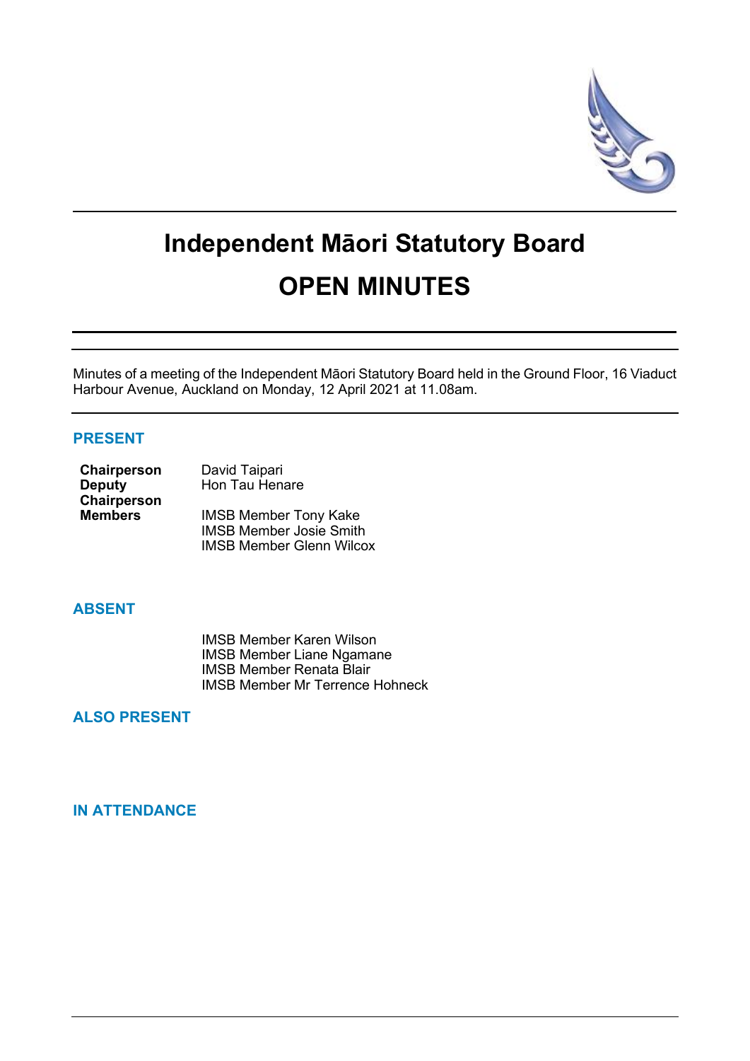# Independent Māori Statutory Board

# OPEN MINUTES

Minutes of a meeting of the Independent Māori Statutory Board held in the Ground Floor, 16 Viaduct Harbour Avenue, Auckland on Monday, 12 April 2021 at 11.08am.

## PRESENT

| | |
|---|---|
| **Chairperson** | David Taipari |
| **Deputy Chairperson** | Hon Tau Henare |
| **Members** | IMSB Member Tony Kake |
| | IMSB Member Josie Smith |
| | IMSB Member Glenn Wilcox |

## ABSENT

IMSB Member Karen Wilson
IMSB Member Liane Ngamane
IMSB Member Renata Blair
IMSB Member Mr Terrence Hohneck

## ALSO PRESENT

## IN ATTENDANCE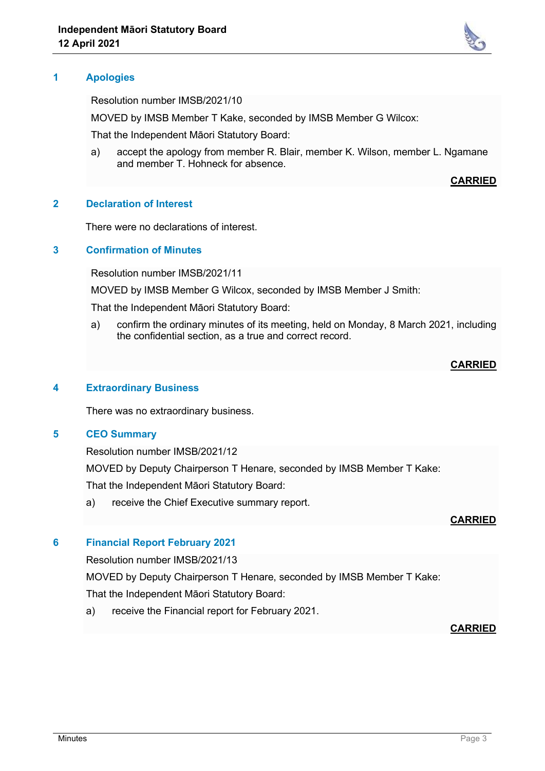## 1 Apologies

Resolution number IMSB/2021/10

MOVED by IMSB Member T Kake, seconded by IMSB Member G Wilcox:

That the Independent Māori Statutory Board:

a) accept the apology from member R. Blair, member K. Wilson, member L. Ngamane and member T. Hohneck for absence.

**CARRIED**

## 2 Declaration of Interest

There were no declarations of interest.

## 3 Confirmation of Minutes

Resolution number IMSB/2021/11

MOVED by IMSB Member G Wilcox, seconded by IMSB Member J Smith:

That the Independent Māori Statutory Board:

a) confirm the ordinary minutes of its meeting, held on Monday, 8 March 2021, including the confidential section, as a true and correct record.

**CARRIED**

## 4 Extraordinary Business

There was no extraordinary business.

## 5 CEO Summary

Resolution number IMSB/2021/12

MOVED by Deputy Chairperson T Henare, seconded by IMSB Member T Kake:

That the Independent Māori Statutory Board:

a) receive the Chief Executive summary report.

**CARRIED**

## 6 Financial Report February 2021

Resolution number IMSB/2021/13

MOVED by Deputy Chairperson T Henare, seconded by IMSB Member T Kake:

That the Independent Māori Statutory Board:

a) receive the Financial report for February 2021.

**CARRIED**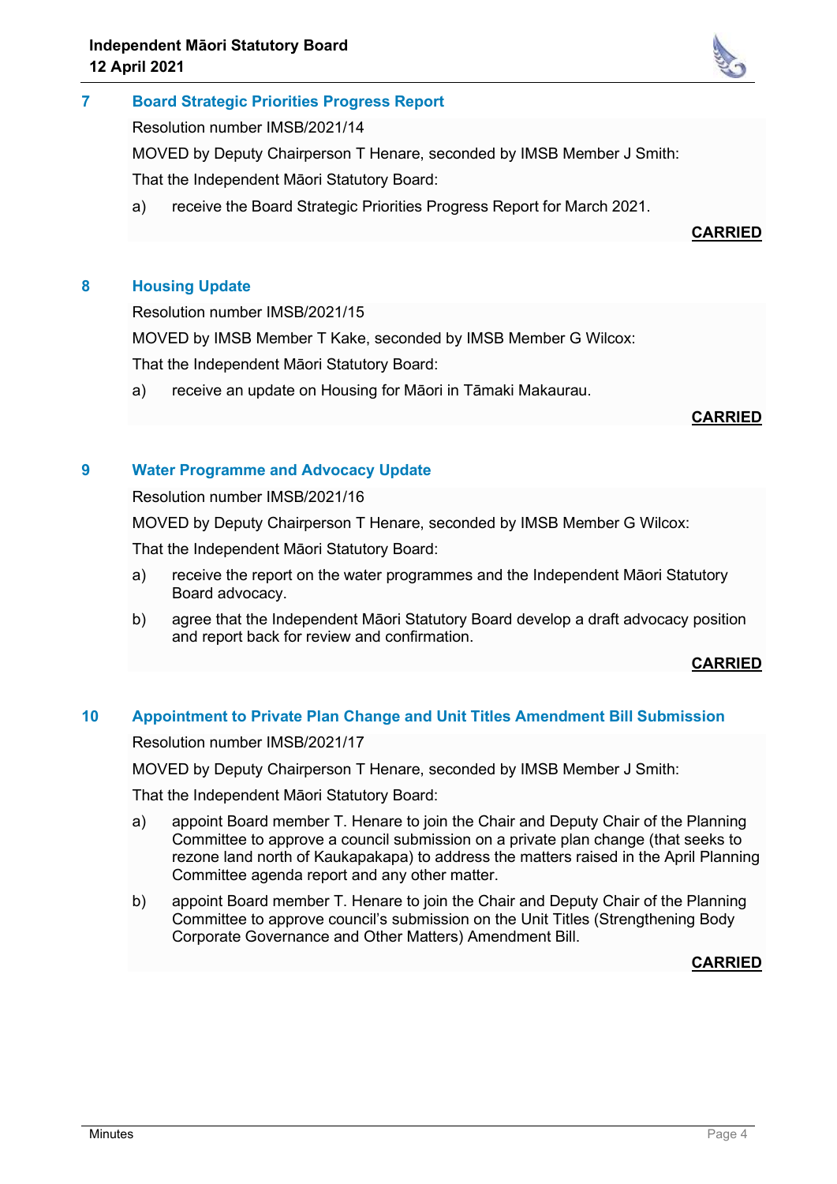## 7 Board Strategic Priorities Progress Report

Resolution number IMSB/2021/14

MOVED by Deputy Chairperson T Henare, seconded by IMSB Member J Smith:

That the Independent Māori Statutory Board:

a) receive the Board Strategic Priorities Progress Report for March 2021.

**CARRIED**

## 8 Housing Update

Resolution number IMSB/2021/15

MOVED by IMSB Member T Kake, seconded by IMSB Member G Wilcox:

That the Independent Māori Statutory Board:

a) receive an update on Housing for Māori in Tāmaki Makaurau.

**CARRIED**

## 9 Water Programme and Advocacy Update

Resolution number IMSB/2021/16

MOVED by Deputy Chairperson T Henare, seconded by IMSB Member G Wilcox:

That the Independent Māori Statutory Board:

a) receive the report on the water programmes and the Independent Māori Statutory Board advocacy.

b) agree that the Independent Māori Statutory Board develop a draft advocacy position and report back for review and confirmation.

**CARRIED**

## 10 Appointment to Private Plan Change and Unit Titles Amendment Bill Submission

Resolution number IMSB/2021/17

MOVED by Deputy Chairperson T Henare, seconded by IMSB Member J Smith:

That the Independent Māori Statutory Board:

a) appoint Board member T. Henare to join the Chair and Deputy Chair of the Planning Committee to approve a council submission on a private plan change (that seeks to rezone land north of Kaukapakapa) to address the matters raised in the April Planning Committee agenda report and any other matter.

b) appoint Board member T. Henare to join the Chair and Deputy Chair of the Planning Committee to approve council's submission on the Unit Titles (Strengthening Body Corporate Governance and Other Matters) Amendment Bill.

**CARRIED**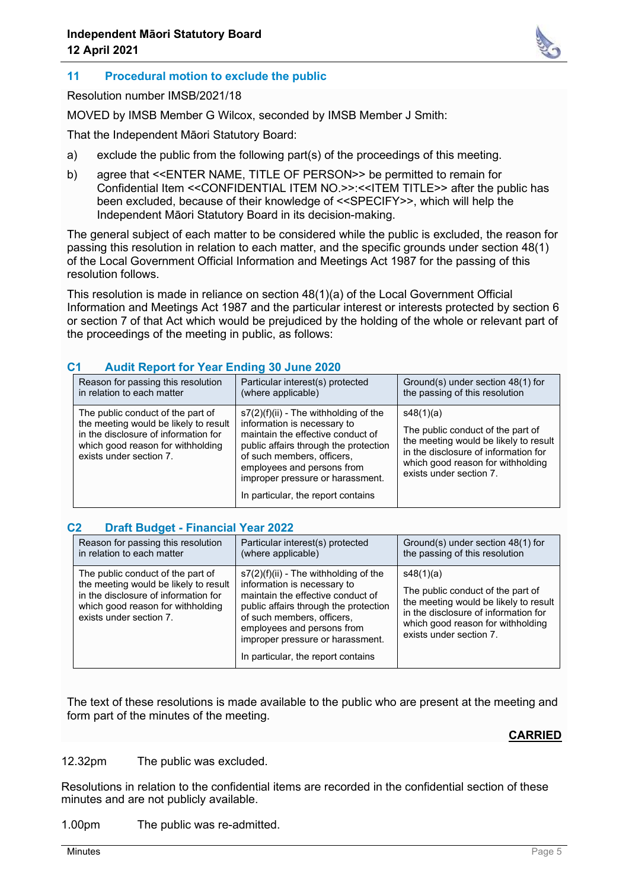## 11 Procedural motion to exclude the public

Resolution number IMSB/2021/18

MOVED by IMSB Member G Wilcox, seconded by IMSB Member J Smith:

That the Independent Māori Statutory Board:

a) exclude the public from the following part(s) of the proceedings of this meeting.

b) agree that <<ENTER NAME, TITLE OF PERSON>> be permitted to remain for Confidential Item <<CONFIDENTIAL ITEM NO.>>:<<ITEM TITLE>> after the public has been excluded, because of their knowledge of <<SPECIFY>>, which will help the Independent Māori Statutory Board in its decision-making.

The general subject of each matter to be considered while the public is excluded, the reason for passing this resolution in relation to each matter, and the specific grounds under section 48(1) of the Local Government Official Information and Meetings Act 1987 for the passing of this resolution follows.

This resolution is made in reliance on section 48(1)(a) of the Local Government Official Information and Meetings Act 1987 and the particular interest or interests protected by section 6 or section 7 of that Act which would be prejudiced by the holding of the whole or relevant part of the proceedings of the meeting in public, as follows:

### C1 Audit Report for Year Ending 30 June 2020

| Reason for passing this resolution in relation to each matter | Particular interest(s) protected (where applicable) | Ground(s) under section 48(1) for the passing of this resolution |
|---|---|---|
| The public conduct of the part of the meeting would be likely to result in the disclosure of information for which good reason for withholding exists under section 7. | s7(2)(f)(ii) - The withholding of the information is necessary to maintain the effective conduct of public affairs through the protection of such members, officers, employees and persons from improper pressure or harassment.<br><br>In particular, the report contains | s48(1)(a)<br><br>The public conduct of the part of the meeting would be likely to result in the disclosure of information for which good reason for withholding exists under section 7. |

### C2 Draft Budget - Financial Year 2022

| Reason for passing this resolution in relation to each matter | Particular interest(s) protected (where applicable) | Ground(s) under section 48(1) for the passing of this resolution |
|---|---|---|
| The public conduct of the part of the meeting would be likely to result in the disclosure of information for which good reason for withholding exists under section 7. | s7(2)(f)(ii) - The withholding of the information is necessary to maintain the effective conduct of public affairs through the protection of such members, officers, employees and persons from improper pressure or harassment.<br><br>In particular, the report contains | s48(1)(a)<br><br>The public conduct of the part of the meeting would be likely to result in the disclosure of information for which good reason for withholding exists under section 7. |

The text of these resolutions is made available to the public who are present at the meeting and form part of the minutes of the meeting.

**CARRIED**

12.32pm The public was excluded.

Resolutions in relation to the confidential items are recorded in the confidential section of these minutes and are not publicly available.

1.00pm The public was re-admitted.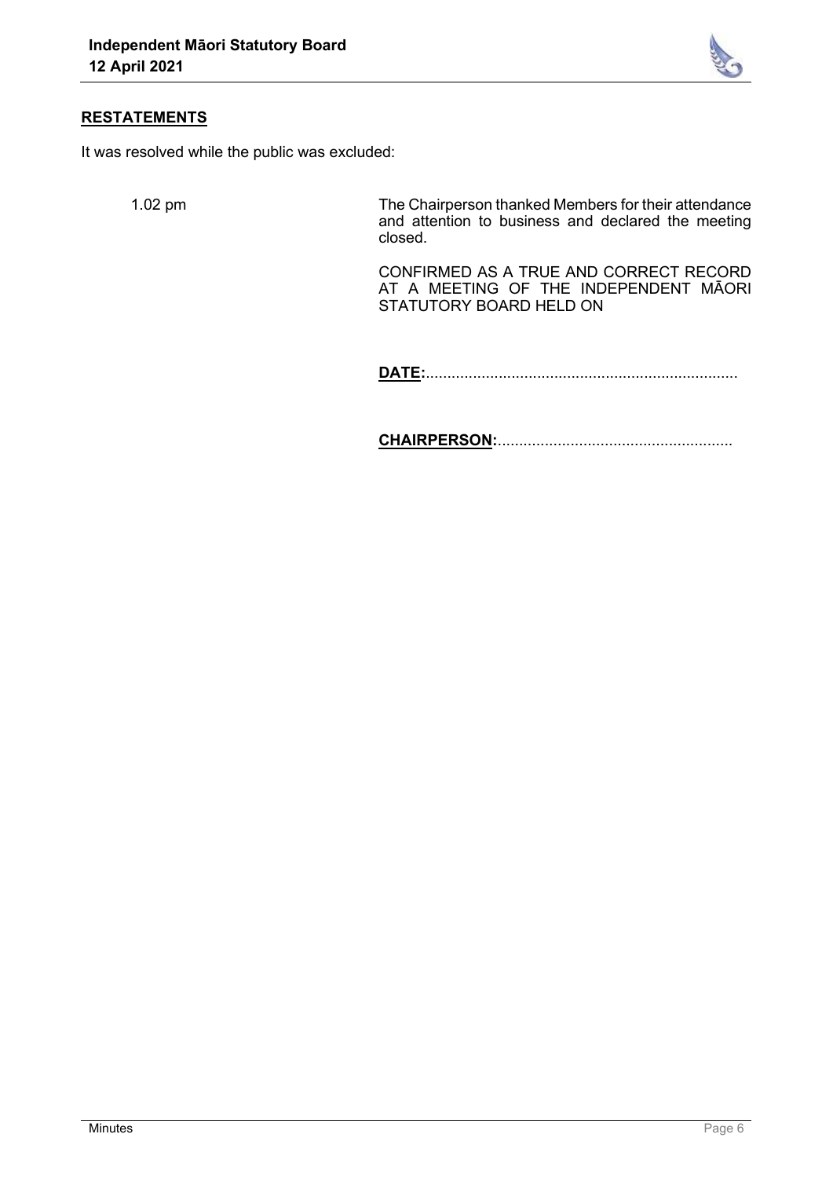## **RESTATEMENTS**

It was resolved while the public was excluded:

1.02 pm

The Chairperson thanked Members for their attendance and attention to business and declared the meeting closed.

CONFIRMED AS A TRUE AND CORRECT RECORD AT A MEETING OF THE INDEPENDENT MĀORI STATUTORY BOARD HELD ON

**DATE:**.........................................................................

**CHAIRPERSON:**......................................................